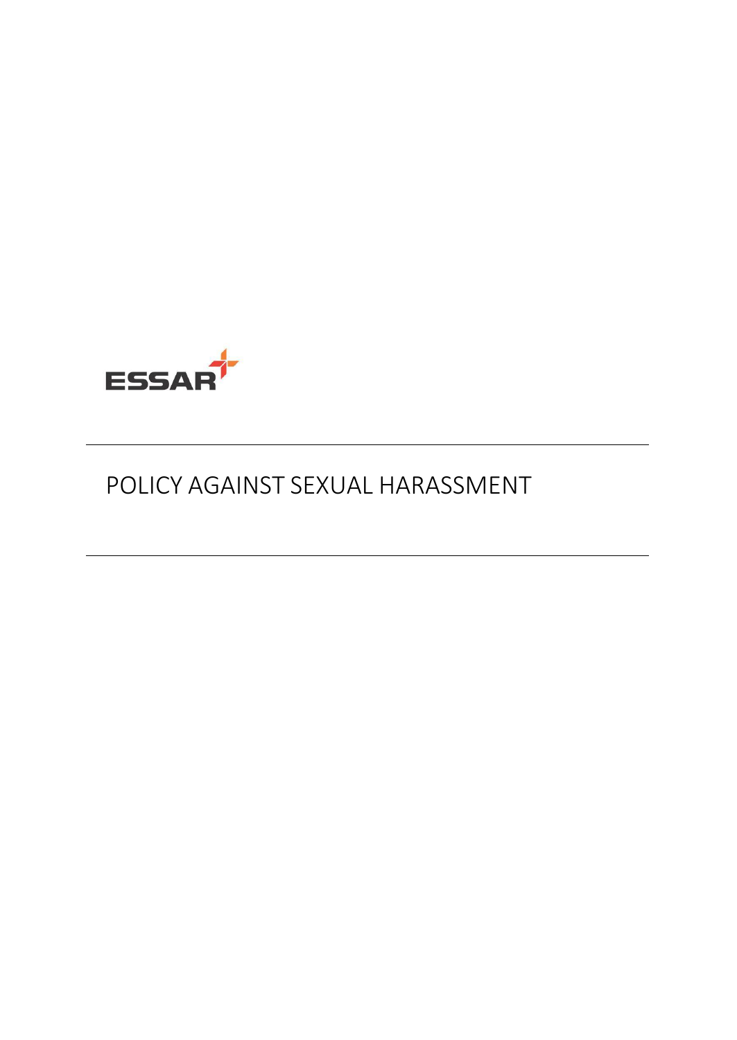ESSAR

---

# POLICY AGAINST SEXUAL HARASSMENT

---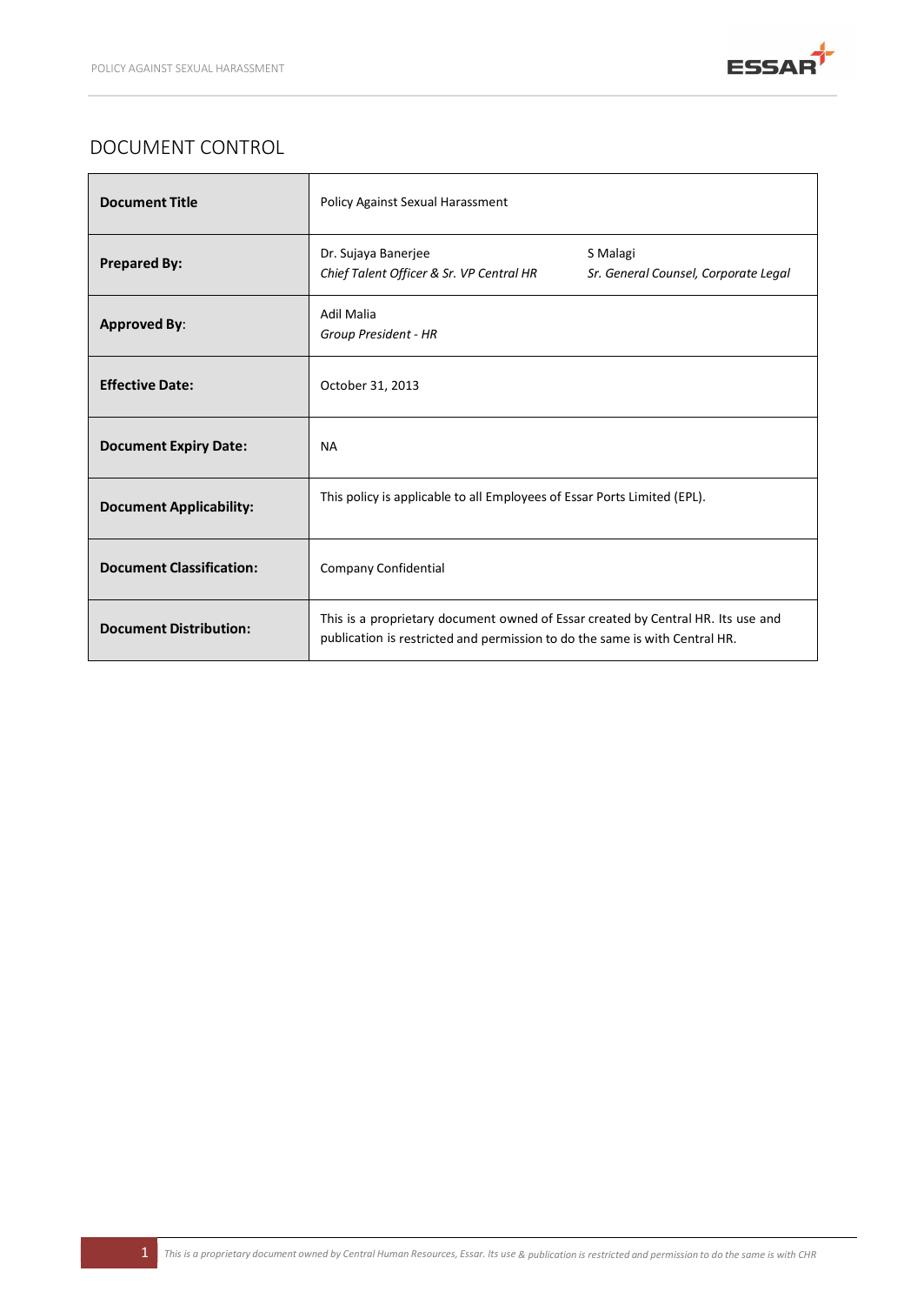# DOCUMENT CONTROL

| | | |
|---|---|---|
| **Document Title** | Policy Against Sexual Harassment | |
| **Prepared By:** | Dr. Sujaya Banerjee<br>*Chief Talent Officer & Sr. VP Central HR* | S Malagi<br>*Sr. General Counsel, Corporate Legal* |
| **Approved By**: | Adil Malia<br>*Group President - HR* | |
| **Effective Date:** | October 31, 2013 | |
| **Document Expiry Date:** | NA | |
| **Document Applicability:** | This policy is applicable to all Employees of Essar Ports Limited (EPL). | |
| **Document Classification:** | Company Confidential | |
| **Document Distribution:** | This is a proprietary document owned of Essar created by Central HR. Its use and publication is restricted and permission to do the same is with Central HR. | |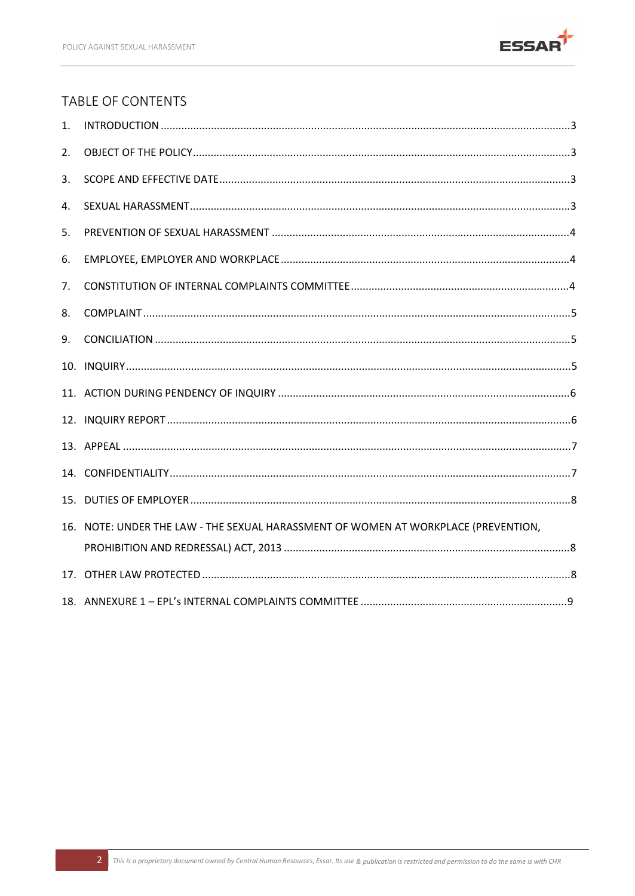## TABLE OF CONTENTS

1. INTRODUCTION ........................................ 3
2. OBJECT OF THE POLICY ........................................ 3
3. SCOPE AND EFFECTIVE DATE ........................................ 3
4. SEXUAL HARASSMENT ........................................ 3
5. PREVENTION OF SEXUAL HARASSMENT ........................................ 4
6. EMPLOYEE, EMPLOYER AND WORKPLACE ........................................ 4
7. CONSTITUTION OF INTERNAL COMPLAINTS COMMITTEE ........................................ 4
8. COMPLAINT ........................................ 5
9. CONCILIATION ........................................ 5
10. INQUIRY ........................................ 5
11. ACTION DURING PENDENCY OF INQUIRY ........................................ 6
12. INQUIRY REPORT ........................................ 6
13. APPEAL ........................................ 7
14. CONFIDENTIALITY ........................................ 7
15. DUTIES OF EMPLOYER ........................................ 8
16. NOTE: UNDER THE LAW - THE SEXUAL HARASSMENT OF WOMEN AT WORKPLACE (PREVENTION, PROHIBITION AND REDRESSAL) ACT, 2013 ........................................ 8
17. OTHER LAW PROTECTED ........................................ 8
18. ANNEXURE 1 – EPL's INTERNAL COMPLAINTS COMMITTEE ........................................ 9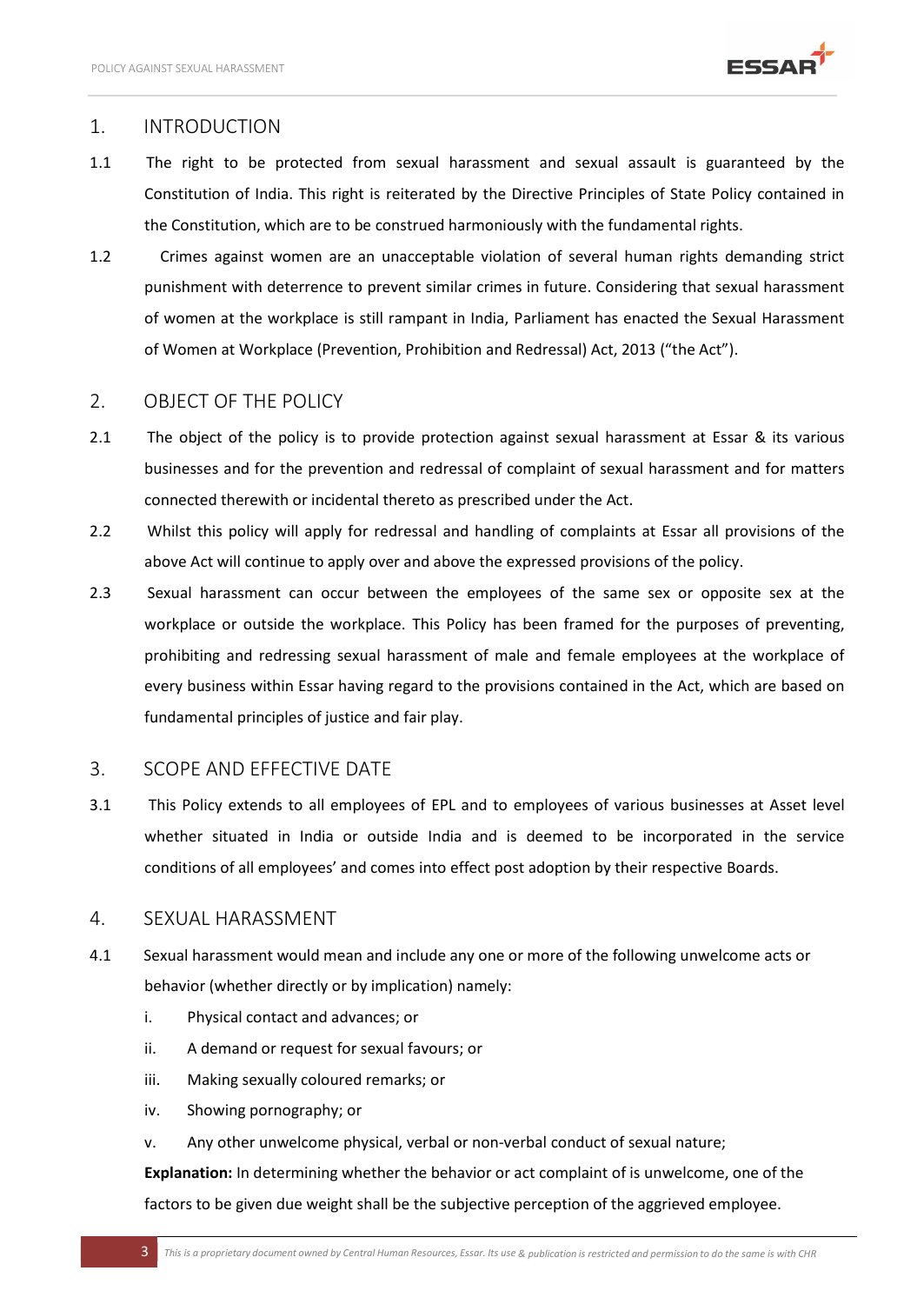## 1. INTRODUCTION

1.1 The right to be protected from sexual harassment and sexual assault is guaranteed by the Constitution of India. This right is reiterated by the Directive Principles of State Policy contained in the Constitution, which are to be construed harmoniously with the fundamental rights.

1.2 Crimes against women are an unacceptable violation of several human rights demanding strict punishment with deterrence to prevent similar crimes in future. Considering that sexual harassment of women at the workplace is still rampant in India, Parliament has enacted the Sexual Harassment of Women at Workplace (Prevention, Prohibition and Redressal) Act, 2013 ("the Act").

## 2. OBJECT OF THE POLICY

2.1 The object of the policy is to provide protection against sexual harassment at Essar & its various businesses and for the prevention and redressal of complaint of sexual harassment and for matters connected therewith or incidental thereto as prescribed under the Act.

2.2 Whilst this policy will apply for redressal and handling of complaints at Essar all provisions of the above Act will continue to apply over and above the expressed provisions of the policy.

2.3 Sexual harassment can occur between the employees of the same sex or opposite sex at the workplace or outside the workplace. This Policy has been framed for the purposes of preventing, prohibiting and redressing sexual harassment of male and female employees at the workplace of every business within Essar having regard to the provisions contained in the Act, which are based on fundamental principles of justice and fair play.

## 3. SCOPE AND EFFECTIVE DATE

3.1 This Policy extends to all employees of EPL and to employees of various businesses at Asset level whether situated in India or outside India and is deemed to be incorporated in the service conditions of all employees' and comes into effect post adoption by their respective Boards.

## 4. SEXUAL HARASSMENT

4.1 Sexual harassment would mean and include any one or more of the following unwelcome acts or behavior (whether directly or by implication) namely:

i. Physical contact and advances; or

ii. A demand or request for sexual favours; or

iii. Making sexually coloured remarks; or

iv. Showing pornography; or

v. Any other unwelcome physical, verbal or non-verbal conduct of sexual nature;

**Explanation:** In determining whether the behavior or act complaint of is unwelcome, one of the factors to be given due weight shall be the subjective perception of the aggrieved employee.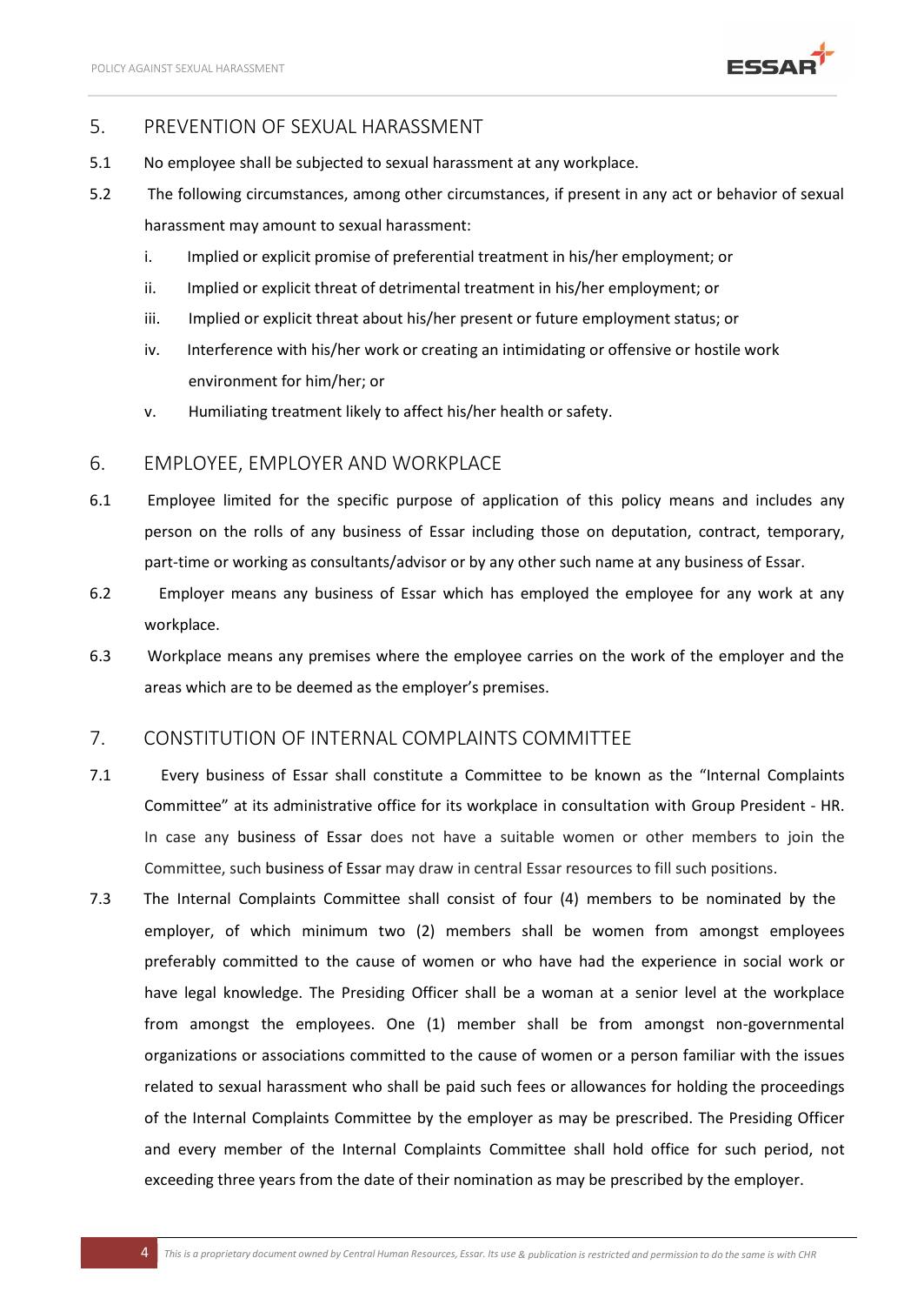## 5. PREVENTION OF SEXUAL HARASSMENT

5.1 No employee shall be subjected to sexual harassment at any workplace.

5.2 The following circumstances, among other circumstances, if present in any act or behavior of sexual harassment may amount to sexual harassment:

i. Implied or explicit promise of preferential treatment in his/her employment; or

ii. Implied or explicit threat of detrimental treatment in his/her employment; or

iii. Implied or explicit threat about his/her present or future employment status; or

iv. Interference with his/her work or creating an intimidating or offensive or hostile work environment for him/her; or

v. Humiliating treatment likely to affect his/her health or safety.

## 6. EMPLOYEE, EMPLOYER AND WORKPLACE

6.1 Employee limited for the specific purpose of application of this policy means and includes any person on the rolls of any business of Essar including those on deputation, contract, temporary, part-time or working as consultants/advisor or by any other such name at any business of Essar.

6.2 Employer means any business of Essar which has employed the employee for any work at any workplace.

6.3 Workplace means any premises where the employee carries on the work of the employer and the areas which are to be deemed as the employer's premises.

## 7. CONSTITUTION OF INTERNAL COMPLAINTS COMMITTEE

7.1 Every business of Essar shall constitute a Committee to be known as the "Internal Complaints Committee" at its administrative office for its workplace in consultation with Group President - HR. In case any business of Essar does not have a suitable women or other members to join the Committee, such business of Essar may draw in central Essar resources to fill such positions.

7.3 The Internal Complaints Committee shall consist of four (4) members to be nominated by the employer, of which minimum two (2) members shall be women from amongst employees preferably committed to the cause of women or who have had the experience in social work or have legal knowledge. The Presiding Officer shall be a woman at a senior level at the workplace from amongst the employees. One (1) member shall be from amongst non-governmental organizations or associations committed to the cause of women or a person familiar with the issues related to sexual harassment who shall be paid such fees or allowances for holding the proceedings of the Internal Complaints Committee by the employer as may be prescribed. The Presiding Officer and every member of the Internal Complaints Committee shall hold office for such period, not exceeding three years from the date of their nomination as may be prescribed by the employer.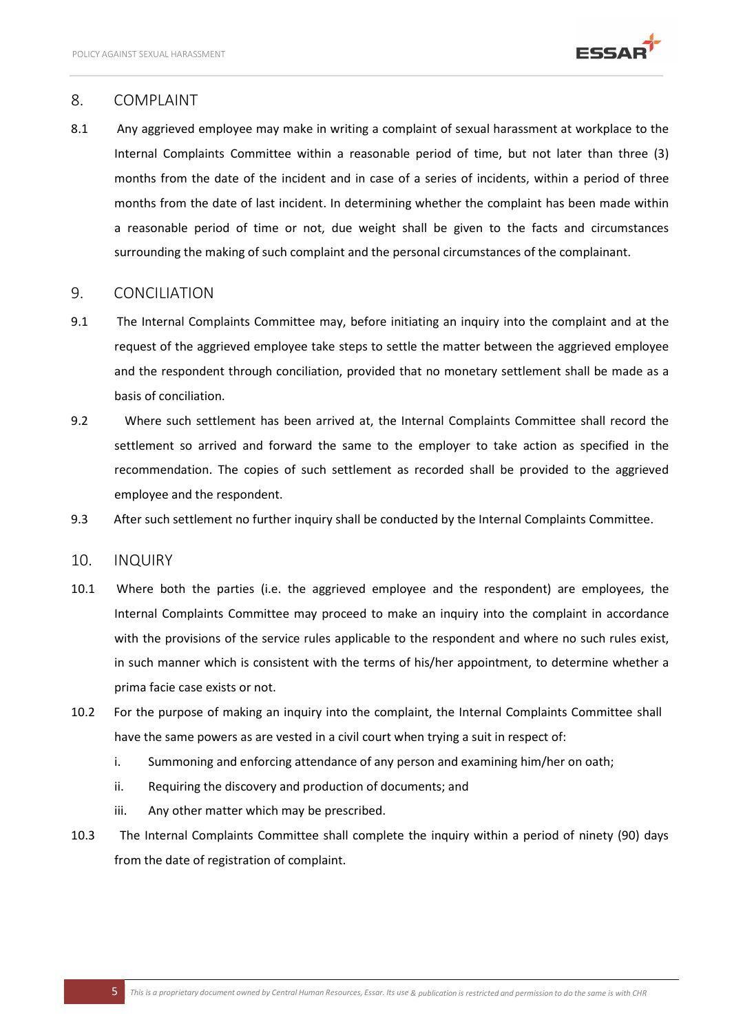## 8. COMPLAINT

8.1 Any aggrieved employee may make in writing a complaint of sexual harassment at workplace to the Internal Complaints Committee within a reasonable period of time, but not later than three (3) months from the date of the incident and in case of a series of incidents, within a period of three months from the date of last incident. In determining whether the complaint has been made within a reasonable period of time or not, due weight shall be given to the facts and circumstances surrounding the making of such complaint and the personal circumstances of the complainant.

## 9. CONCILIATION

9.1 The Internal Complaints Committee may, before initiating an inquiry into the complaint and at the request of the aggrieved employee take steps to settle the matter between the aggrieved employee and the respondent through conciliation, provided that no monetary settlement shall be made as a basis of conciliation.

9.2 Where such settlement has been arrived at, the Internal Complaints Committee shall record the settlement so arrived and forward the same to the employer to take action as specified in the recommendation. The copies of such settlement as recorded shall be provided to the aggrieved employee and the respondent.

9.3 After such settlement no further inquiry shall be conducted by the Internal Complaints Committee.

## 10. INQUIRY

10.1 Where both the parties (i.e. the aggrieved employee and the respondent) are employees, the Internal Complaints Committee may proceed to make an inquiry into the complaint in accordance with the provisions of the service rules applicable to the respondent and where no such rules exist, in such manner which is consistent with the terms of his/her appointment, to determine whether a prima facie case exists or not.

10.2 For the purpose of making an inquiry into the complaint, the Internal Complaints Committee shall have the same powers as are vested in a civil court when trying a suit in respect of:

i. Summoning and enforcing attendance of any person and examining him/her on oath;

ii. Requiring the discovery and production of documents; and

iii. Any other matter which may be prescribed.

10.3 The Internal Complaints Committee shall complete the inquiry within a period of ninety (90) days from the date of registration of complaint.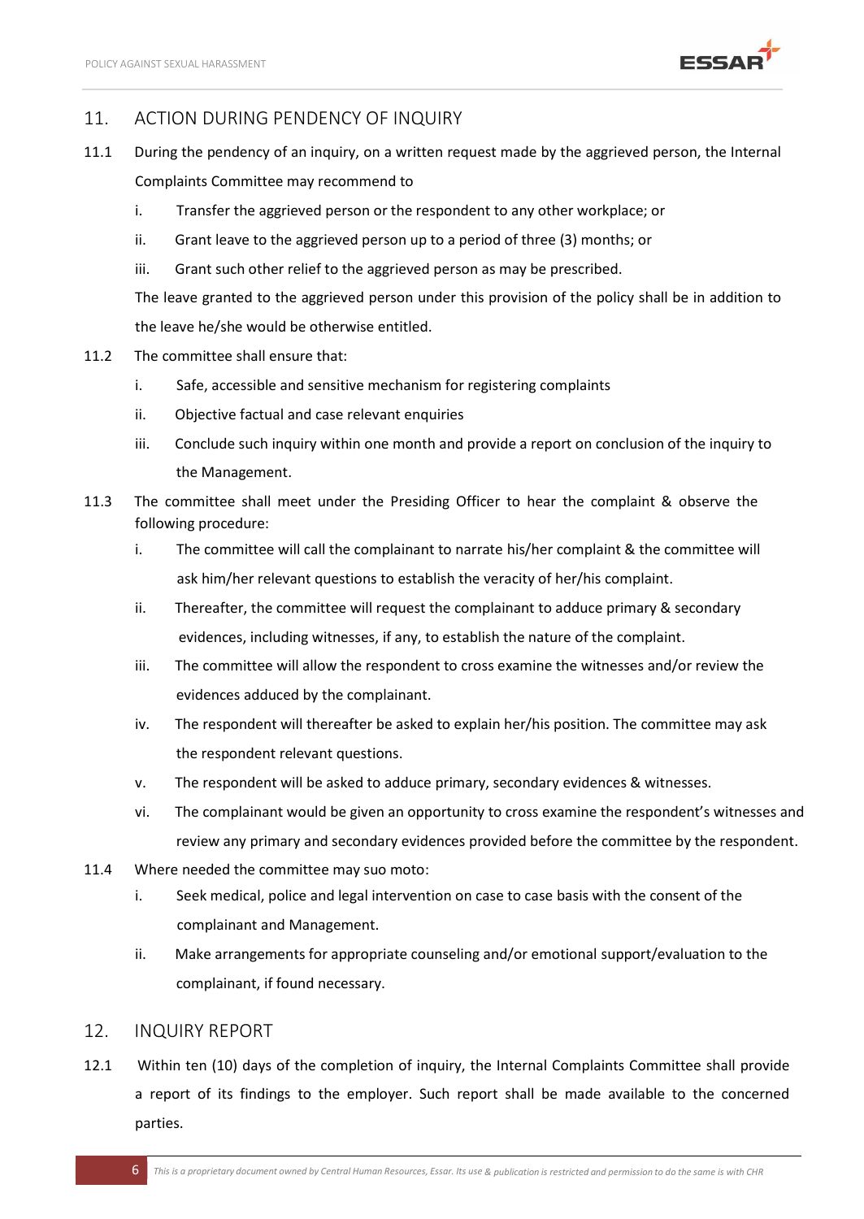## 11. ACTION DURING PENDENCY OF INQUIRY

11.1 During the pendency of an inquiry, on a written request made by the aggrieved person, the Internal Complaints Committee may recommend to

i. Transfer the aggrieved person or the respondent to any other workplace; or

ii. Grant leave to the aggrieved person up to a period of three (3) months; or

iii. Grant such other relief to the aggrieved person as may be prescribed.

The leave granted to the aggrieved person under this provision of the policy shall be in addition to the leave he/she would be otherwise entitled.

11.2 The committee shall ensure that:

i. Safe, accessible and sensitive mechanism for registering complaints

ii. Objective factual and case relevant enquiries

iii. Conclude such inquiry within one month and provide a report on conclusion of the inquiry to the Management.

11.3 The committee shall meet under the Presiding Officer to hear the complaint & observe the following procedure:

i. The committee will call the complainant to narrate his/her complaint & the committee will ask him/her relevant questions to establish the veracity of her/his complaint.

ii. Thereafter, the committee will request the complainant to adduce primary & secondary evidences, including witnesses, if any, to establish the nature of the complaint.

iii. The committee will allow the respondent to cross examine the witnesses and/or review the evidences adduced by the complainant.

iv. The respondent will thereafter be asked to explain her/his position. The committee may ask the respondent relevant questions.

v. The respondent will be asked to adduce primary, secondary evidences & witnesses.

vi. The complainant would be given an opportunity to cross examine the respondent's witnesses and review any primary and secondary evidences provided before the committee by the respondent.

11.4 Where needed the committee may suo moto:

i. Seek medical, police and legal intervention on case to case basis with the consent of the complainant and Management.

ii. Make arrangements for appropriate counseling and/or emotional support/evaluation to the complainant, if found necessary.

## 12. INQUIRY REPORT

12.1 Within ten (10) days of the completion of inquiry, the Internal Complaints Committee shall provide a report of its findings to the employer. Such report shall be made available to the concerned parties.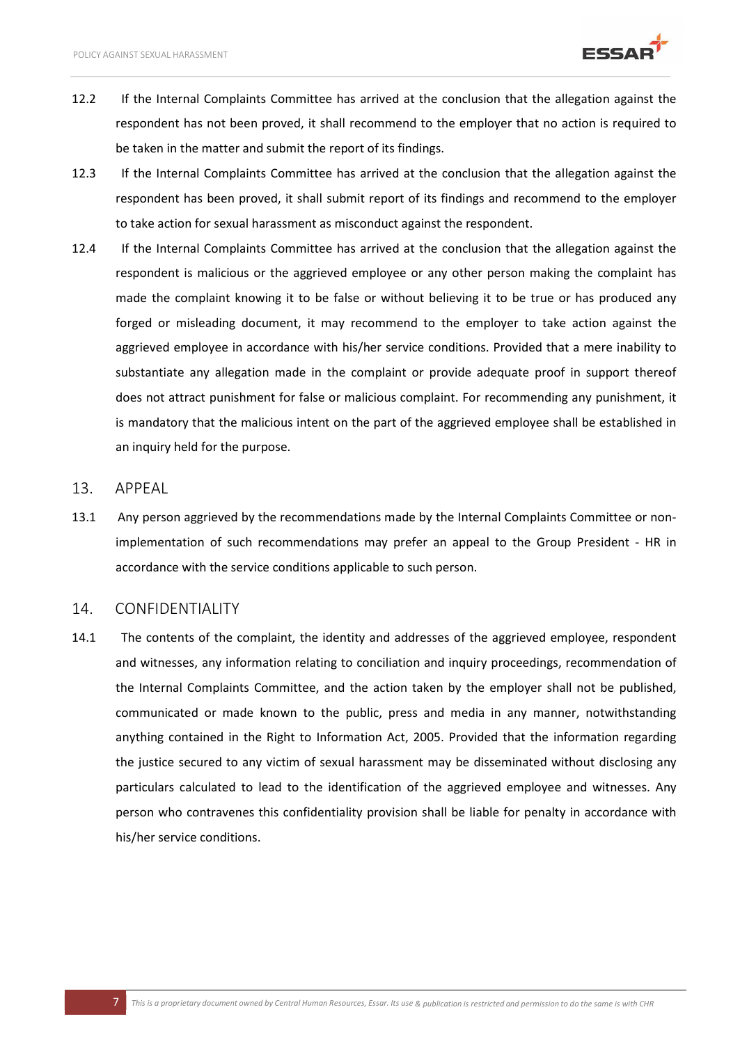12.2 If the Internal Complaints Committee has arrived at the conclusion that the allegation against the respondent has not been proved, it shall recommend to the employer that no action is required to be taken in the matter and submit the report of its findings.

12.3 If the Internal Complaints Committee has arrived at the conclusion that the allegation against the respondent has been proved, it shall submit report of its findings and recommend to the employer to take action for sexual harassment as misconduct against the respondent.

12.4 If the Internal Complaints Committee has arrived at the conclusion that the allegation against the respondent is malicious or the aggrieved employee or any other person making the complaint has made the complaint knowing it to be false or without believing it to be true or has produced any forged or misleading document, it may recommend to the employer to take action against the aggrieved employee in accordance with his/her service conditions. Provided that a mere inability to substantiate any allegation made in the complaint or provide adequate proof in support thereof does not attract punishment for false or malicious complaint. For recommending any punishment, it is mandatory that the malicious intent on the part of the aggrieved employee shall be established in an inquiry held for the purpose.

## 13. APPEAL

13.1 Any person aggrieved by the recommendations made by the Internal Complaints Committee or non-implementation of such recommendations may prefer an appeal to the Group President - HR in accordance with the service conditions applicable to such person.

## 14. CONFIDENTIALITY

14.1 The contents of the complaint, the identity and addresses of the aggrieved employee, respondent and witnesses, any information relating to conciliation and inquiry proceedings, recommendation of the Internal Complaints Committee, and the action taken by the employer shall not be published, communicated or made known to the public, press and media in any manner, notwithstanding anything contained in the Right to Information Act, 2005. Provided that the information regarding the justice secured to any victim of sexual harassment may be disseminated without disclosing any particulars calculated to lead to the identification of the aggrieved employee and witnesses. Any person who contravenes this confidentiality provision shall be liable for penalty in accordance with his/her service conditions.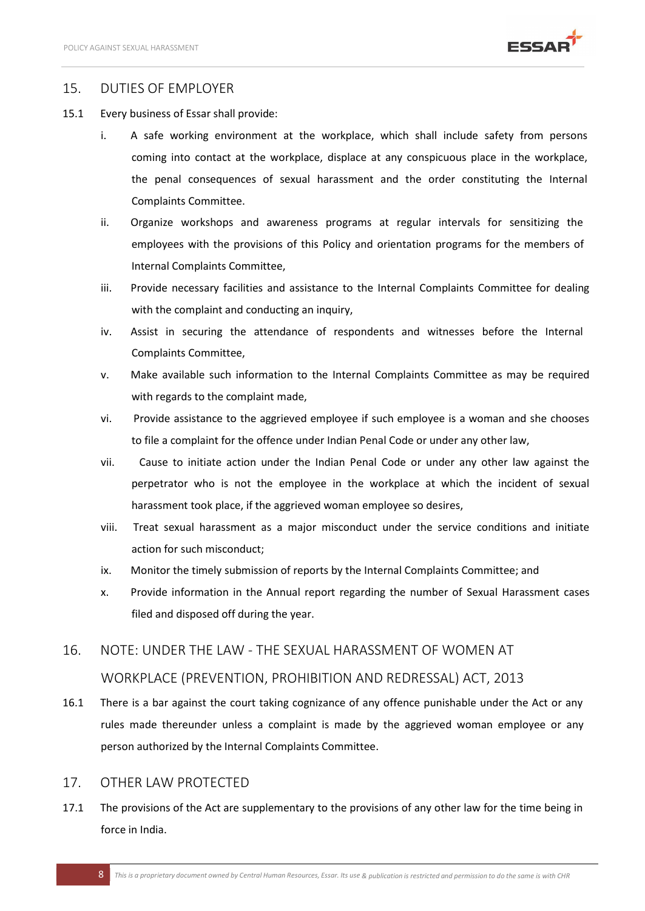## 15. DUTIES OF EMPLOYER

15.1 Every business of Essar shall provide:

i. A safe working environment at the workplace, which shall include safety from persons coming into contact at the workplace, displace at any conspicuous place in the workplace, the penal consequences of sexual harassment and the order constituting the Internal Complaints Committee.

ii. Organize workshops and awareness programs at regular intervals for sensitizing the employees with the provisions of this Policy and orientation programs for the members of Internal Complaints Committee,

iii. Provide necessary facilities and assistance to the Internal Complaints Committee for dealing with the complaint and conducting an inquiry,

iv. Assist in securing the attendance of respondents and witnesses before the Internal Complaints Committee,

v. Make available such information to the Internal Complaints Committee as may be required with regards to the complaint made,

vi. Provide assistance to the aggrieved employee if such employee is a woman and she chooses to file a complaint for the offence under Indian Penal Code or under any other law,

vii. Cause to initiate action under the Indian Penal Code or under any other law against the perpetrator who is not the employee in the workplace at which the incident of sexual harassment took place, if the aggrieved woman employee so desires,

viii. Treat sexual harassment as a major misconduct under the service conditions and initiate action for such misconduct;

ix. Monitor the timely submission of reports by the Internal Complaints Committee; and

x. Provide information in the Annual report regarding the number of Sexual Harassment cases filed and disposed off during the year.

## 16. NOTE: UNDER THE LAW - THE SEXUAL HARASSMENT OF WOMEN AT WORKPLACE (PREVENTION, PROHIBITION AND REDRESSAL) ACT, 2013

16.1 There is a bar against the court taking cognizance of any offence punishable under the Act or any rules made thereunder unless a complaint is made by the aggrieved woman employee or any person authorized by the Internal Complaints Committee.

## 17. OTHER LAW PROTECTED

17.1 The provisions of the Act are supplementary to the provisions of any other law for the time being in force in India.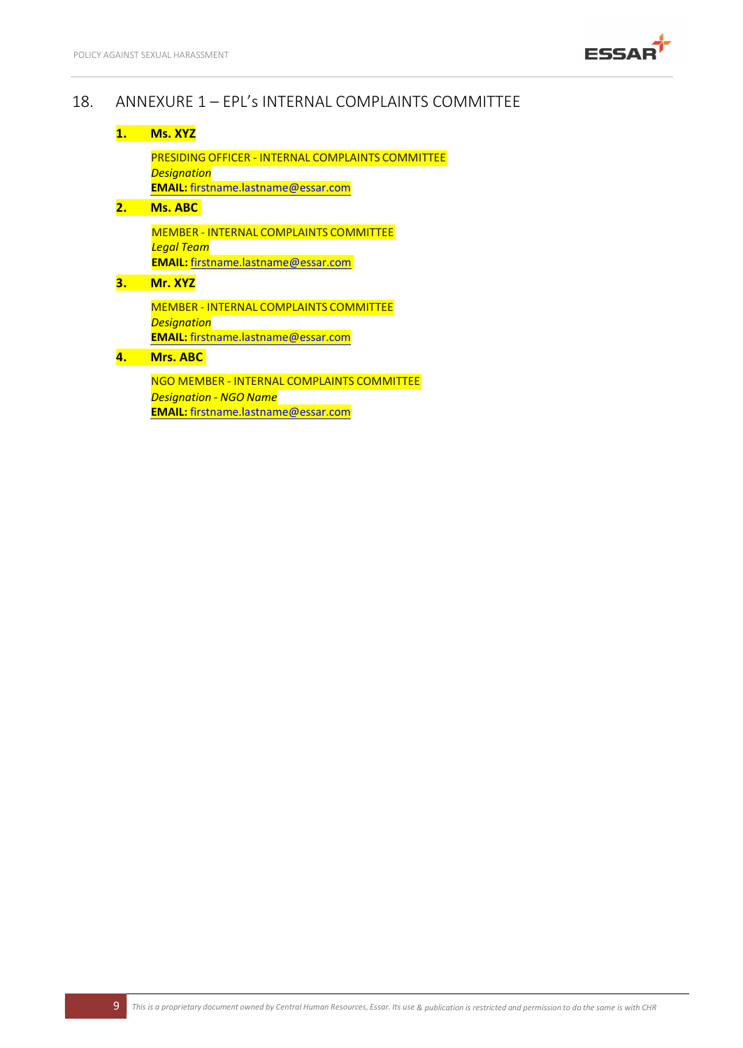## 18. ANNEXURE 1 – EPL's INTERNAL COMPLAINTS COMMITTEE

**1. Ms. XYZ**

PRESIDING OFFICER - INTERNAL COMPLAINTS COMMITTEE
*Designation*
**EMAIL:** firstname.lastname@essar.com

**2. Ms. ABC**

MEMBER - INTERNAL COMPLAINTS COMMITTEE
*Legal Team*
**EMAIL:** firstname.lastname@essar.com

**3. Mr. XYZ**

MEMBER - INTERNAL COMPLAINTS COMMITTEE
*Designation*
**EMAIL:** firstname.lastname@essar.com

**4. Mrs. ABC**

NGO MEMBER - INTERNAL COMPLAINTS COMMITTEE
*Designation - NGO Name*
**EMAIL:** firstname.lastname@essar.com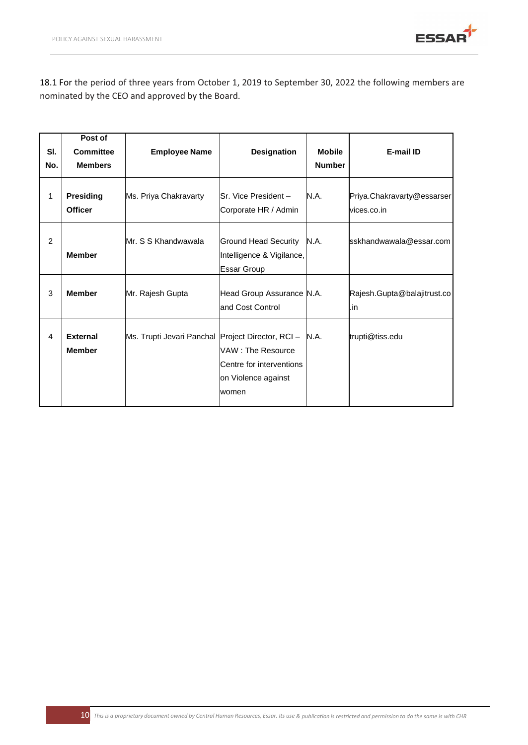18.1 For the period of three years from October 1, 2019 to September 30, 2022 the following members are nominated by the CEO and approved by the Board.

| Sl. No. | Post of Committee Members | Employee Name | Designation | Mobile Number | E-mail ID |
|---|---|---|---|---|---|
| 1 | **Presiding Officer** | Ms. Priya Chakravarty | Sr. Vice President – Corporate HR / Admin | N.A. | Priya.Chakravarty@essarservices.co.in |
| 2 | **Member** | Mr. S S Khandwawala | Ground Head Security Intelligence & Vigilance, Essar Group | N.A. | sskhandwawala@essar.com |
| 3 | **Member** | Mr. Rajesh Gupta | Head Group Assurance and Cost Control | N.A. | Rajesh.Gupta@balajitrust.co.in |
| 4 | **External Member** | Ms. Trupti Jevari Panchal | Project Director, RCI – VAW : The Resource Centre for interventions on Violence against women | N.A. | trupti@tiss.edu |